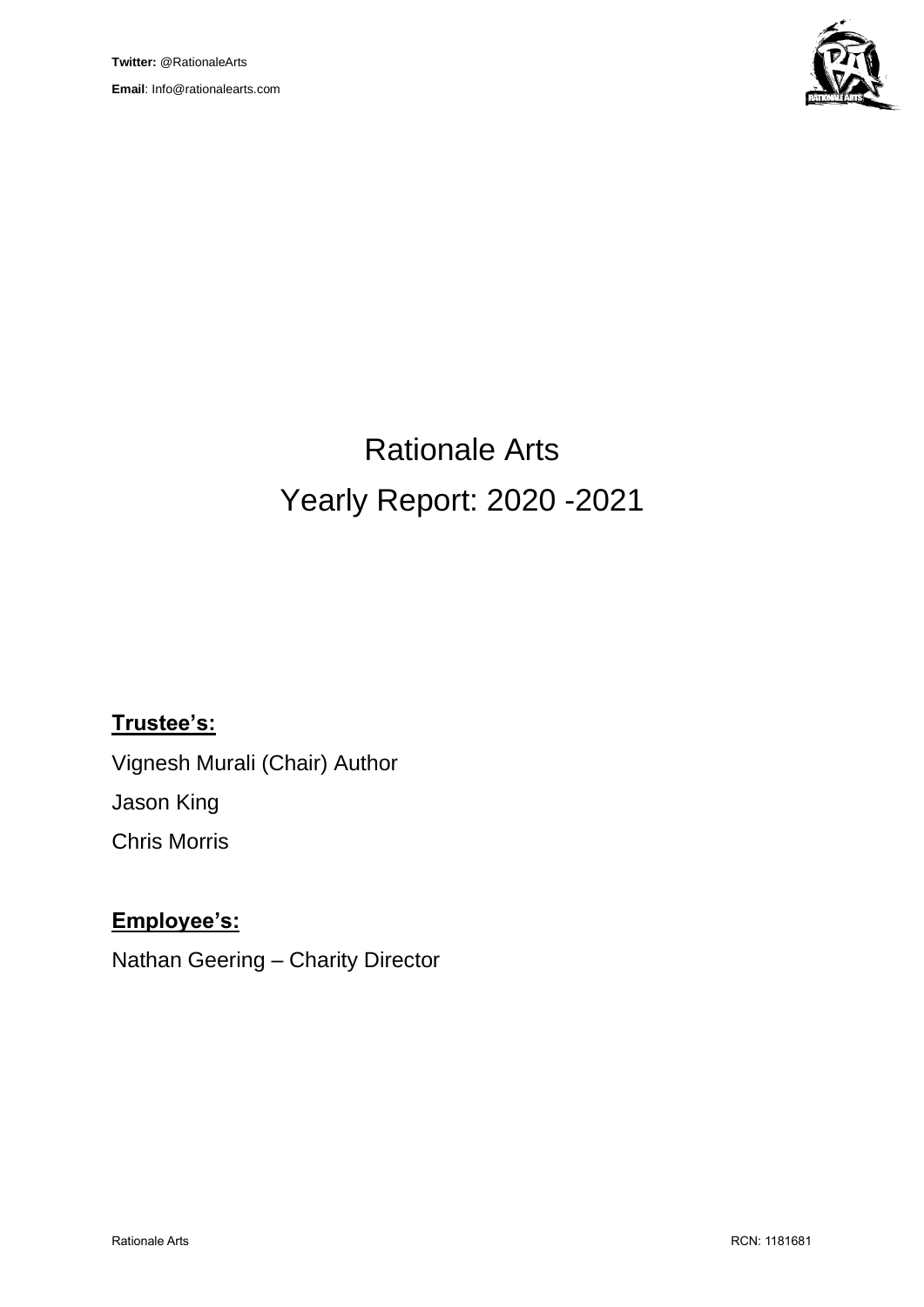**Twitter:** @RationaleArts

**Email**: Info@rationalearts.com

# Rationale Arts
# Yearly Report: 2020 -2021

## Trustee's:

Vignesh Murali (Chair) Author

Jason King

Chris Morris

## Employee's:

Nathan Geering – Charity Director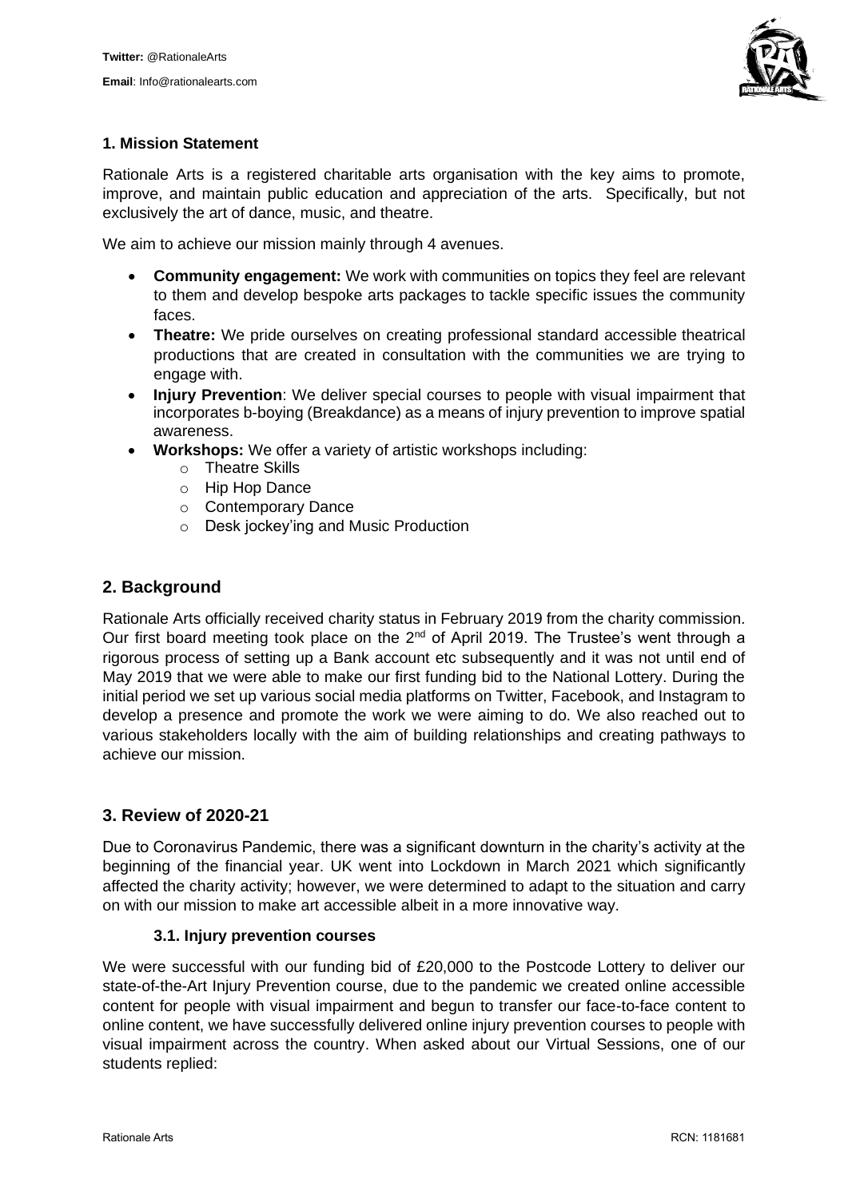## 1. Mission Statement

Rationale Arts is a registered charitable arts organisation with the key aims to promote, improve, and maintain public education and appreciation of the arts. Specifically, but not exclusively the art of dance, music, and theatre.

We aim to achieve our mission mainly through 4 avenues.

- **Community engagement:** We work with communities on topics they feel are relevant to them and develop bespoke arts packages to tackle specific issues the community faces.
- **Theatre:** We pride ourselves on creating professional standard accessible theatrical productions that are created in consultation with the communities we are trying to engage with.
- **Injury Prevention**: We deliver special courses to people with visual impairment that incorporates b-boying (Breakdance) as a means of injury prevention to improve spatial awareness.
- **Workshops:** We offer a variety of artistic workshops including:
  - Theatre Skills
  - Hip Hop Dance
  - Contemporary Dance
  - Desk jockey'ing and Music Production

## 2. Background

Rationale Arts officially received charity status in February 2019 from the charity commission. Our first board meeting took place on the 2nd of April 2019. The Trustee's went through a rigorous process of setting up a Bank account etc subsequently and it was not until end of May 2019 that we were able to make our first funding bid to the National Lottery. During the initial period we set up various social media platforms on Twitter, Facebook, and Instagram to develop a presence and promote the work we were aiming to do. We also reached out to various stakeholders locally with the aim of building relationships and creating pathways to achieve our mission.

## 3. Review of 2020-21

Due to Coronavirus Pandemic, there was a significant downturn in the charity's activity at the beginning of the financial year. UK went into Lockdown in March 2021 which significantly affected the charity activity; however, we were determined to adapt to the situation and carry on with our mission to make art accessible albeit in a more innovative way.

### 3.1. Injury prevention courses

We were successful with our funding bid of £20,000 to the Postcode Lottery to deliver our state-of-the-Art Injury Prevention course, due to the pandemic we created online accessible content for people with visual impairment and begun to transfer our face-to-face content to online content, we have successfully delivered online injury prevention courses to people with visual impairment across the country. When asked about our Virtual Sessions, one of our students replied: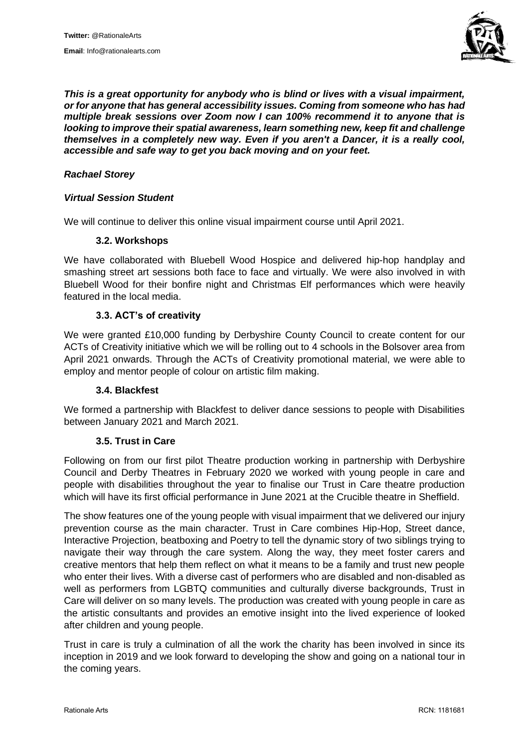***This is a great opportunity for anybody who is blind or lives with a visual impairment, or for anyone that has general accessibility issues. Coming from someone who has had multiple break sessions over Zoom now I can 100% recommend it to anyone that is looking to improve their spatial awareness, learn something new, keep fit and challenge themselves in a completely new way. Even if you aren't a Dancer, it is a really cool, accessible and safe way to get you back moving and on your feet.***

***Rachael Storey***

***Virtual Session Student***

We will continue to deliver this online visual impairment course until April 2021.

### 3.2. Workshops

We have collaborated with Bluebell Wood Hospice and delivered hip-hop handplay and smashing street art sessions both face to face and virtually. We were also involved in with Bluebell Wood for their bonfire night and Christmas Elf performances which were heavily featured in the local media.

### 3.3. ACT's of creativity

We were granted £10,000 funding by Derbyshire County Council to create content for our ACTs of Creativity initiative which we will be rolling out to 4 schools in the Bolsover area from April 2021 onwards. Through the ACTs of Creativity promotional material, we were able to employ and mentor people of colour on artistic film making.

### 3.4. Blackfest

We formed a partnership with Blackfest to deliver dance sessions to people with Disabilities between January 2021 and March 2021.

### 3.5. Trust in Care

Following on from our first pilot Theatre production working in partnership with Derbyshire Council and Derby Theatres in February 2020 we worked with young people in care and people with disabilities throughout the year to finalise our Trust in Care theatre production which will have its first official performance in June 2021 at the Crucible theatre in Sheffield.

The show features one of the young people with visual impairment that we delivered our injury prevention course as the main character. Trust in Care combines Hip-Hop, Street dance, Interactive Projection, beatboxing and Poetry to tell the dynamic story of two siblings trying to navigate their way through the care system. Along the way, they meet foster carers and creative mentors that help them reflect on what it means to be a family and trust new people who enter their lives. With a diverse cast of performers who are disabled and non-disabled as well as performers from LGBTQ communities and culturally diverse backgrounds, Trust in Care will deliver on so many levels. The production was created with young people in care as the artistic consultants and provides an emotive insight into the lived experience of looked after children and young people.

Trust in care is truly a culmination of all the work the charity has been involved in since its inception in 2019 and we look forward to developing the show and going on a national tour in the coming years.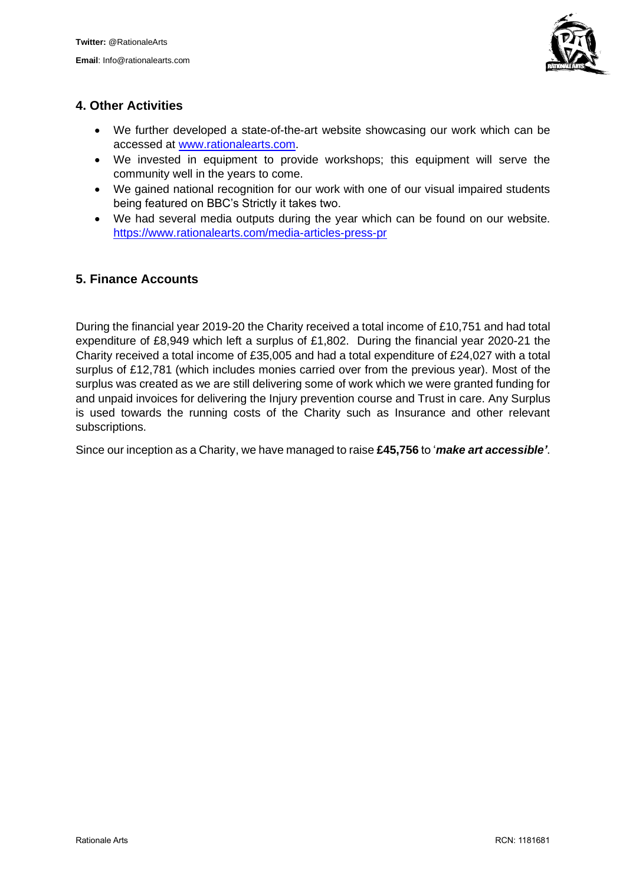## 4. Other Activities

- We further developed a state-of-the-art website showcasing our work which can be accessed at [www.rationalearts.com](www.rationalearts.com).
- We invested in equipment to provide workshops; this equipment will serve the community well in the years to come.
- We gained national recognition for our work with one of our visual impaired students being featured on BBC's Strictly it takes two.
- We had several media outputs during the year which can be found on our website. [https://www.rationalearts.com/media-articles-press-pr](https://www.rationalearts.com/media-articles-press-pr)

## 5. Finance Accounts

During the financial year 2019-20 the Charity received a total income of £10,751 and had total expenditure of £8,949 which left a surplus of £1,802. During the financial year 2020-21 the Charity received a total income of £35,005 and had a total expenditure of £24,027 with a total surplus of £12,781 (which includes monies carried over from the previous year). Most of the surplus was created as we are still delivering some of work which we were granted funding for and unpaid invoices for delivering the Injury prevention course and Trust in care. Any Surplus is used towards the running costs of the Charity such as Insurance and other relevant subscriptions.

Since our inception as a Charity, we have managed to raise **£45,756** to '***make art accessible'***.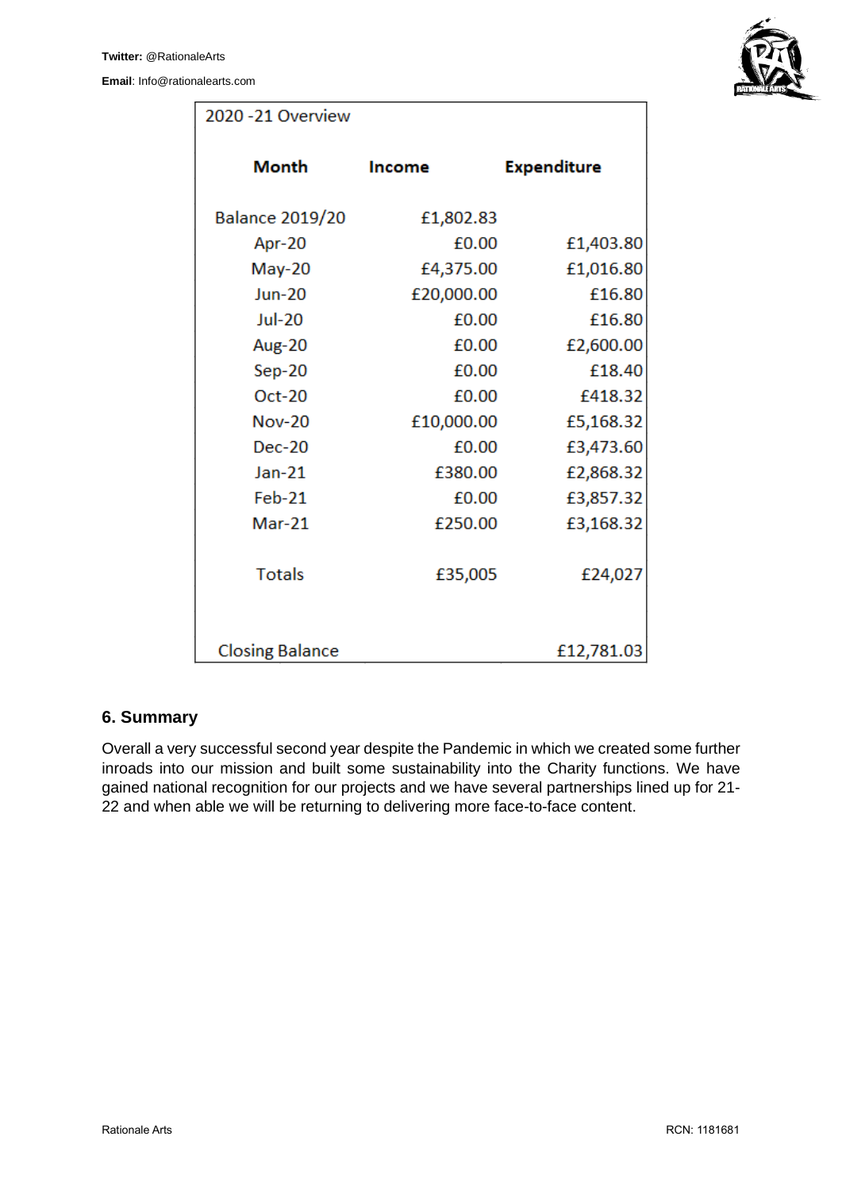**Twitter:** @RationaleArts

**Email**: Info@rationalearts.com

2020 -21 Overview

| Month | Income | Expenditure |
|---|---|---|
| Balance 2019/20 | £1,802.83 | |
| Apr-20 | £0.00 | £1,403.80 |
| May-20 | £4,375.00 | £1,016.80 |
| Jun-20 | £20,000.00 | £16.80 |
| Jul-20 | £0.00 | £16.80 |
| Aug-20 | £0.00 | £2,600.00 |
| Sep-20 | £0.00 | £18.40 |
| Oct-20 | £0.00 | £418.32 |
| Nov-20 | £10,000.00 | £5,168.32 |
| Dec-20 | £0.00 | £3,473.60 |
| Jan-21 | £380.00 | £2,868.32 |
| Feb-21 | £0.00 | £3,857.32 |
| Mar-21 | £250.00 | £3,168.32 |
| Totals | £35,005 | £24,027 |
| Closing Balance | | £12,781.03 |

## 6. Summary

Overall a very successful second year despite the Pandemic in which we created some further inroads into our mission and built some sustainability into the Charity functions. We have gained national recognition for our projects and we have several partnerships lined up for 21-22 and when able we will be returning to delivering more face-to-face content.